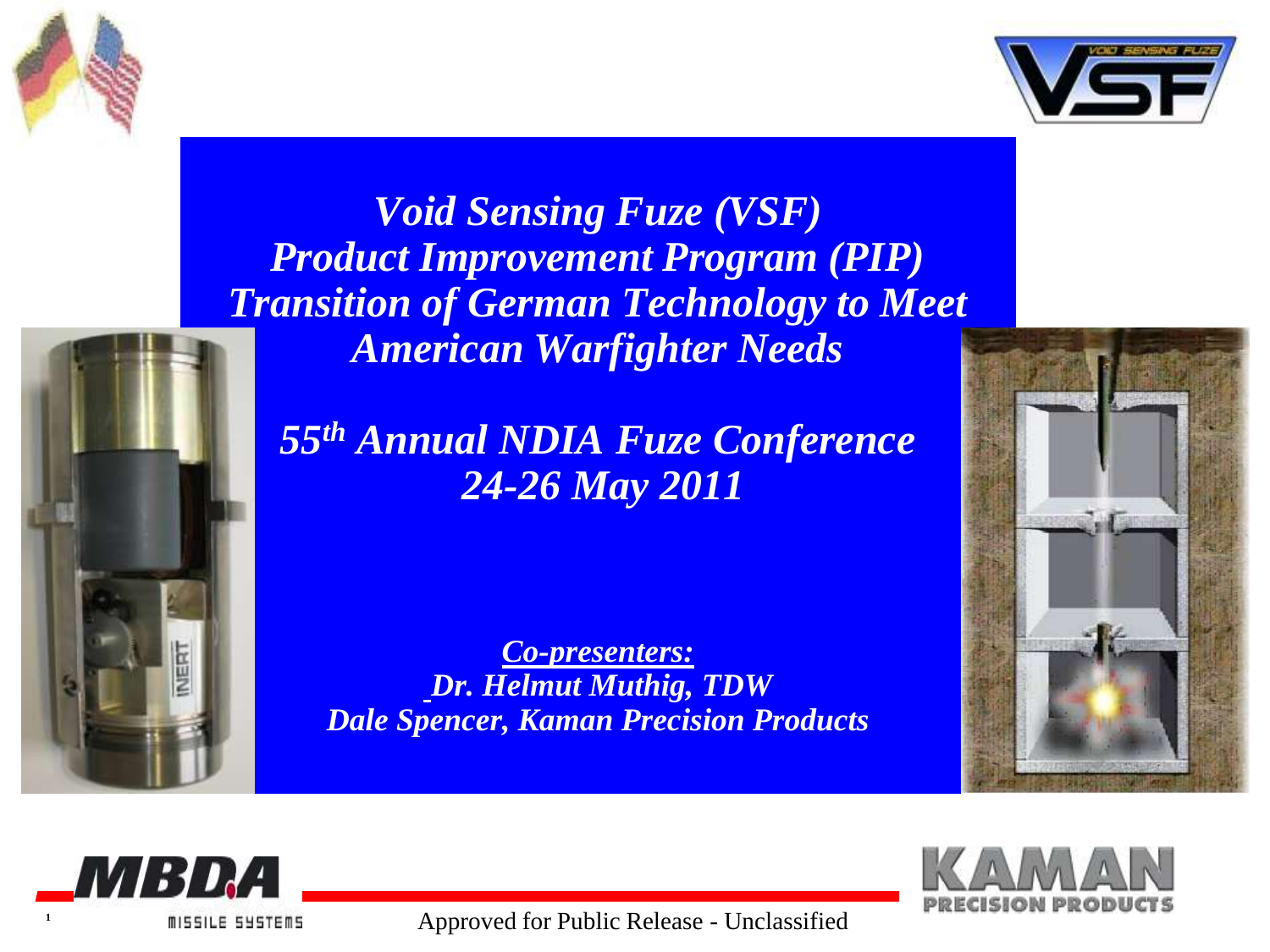# *Void Sensing Fuze (VSF)*
# *Product Improvement Program (PIP)*
# *Transition of German Technology to Meet American Warfighter Needs*

## *55th Annual NDIA Fuze Conference*
## *24-26 May 2011*

***Co-presenters:***

***Dr. Helmut Muthig, TDW***

***Dale Spencer, Kaman Precision Products***

Approved for Public Release - Unclassified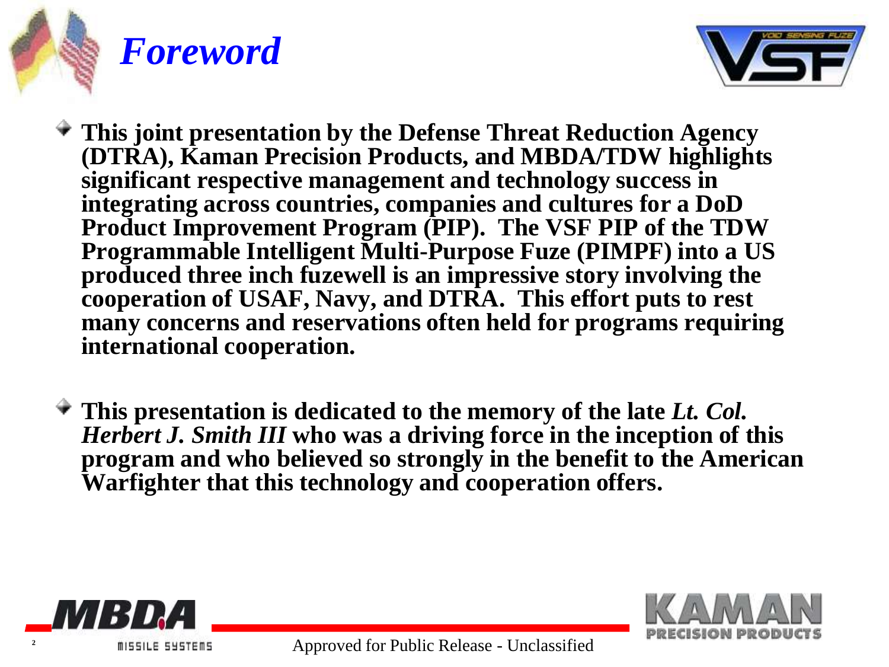# *Foreword*

- **This joint presentation by the Defense Threat Reduction Agency (DTRA), Kaman Precision Products, and MBDA/TDW highlights significant respective management and technology success in integrating across countries, companies and cultures for a DoD Product Improvement Program (PIP). The VSF PIP of the TDW Programmable Intelligent Multi-Purpose Fuze (PIMPF) into a US produced three inch fuzewell is an impressive story involving the cooperation of USAF, Navy, and DTRA. This effort puts to rest many concerns and reservations often held for programs requiring international cooperation.**

- **This presentation is dedicated to the memory of the late *Lt. Col. Herbert J. Smith III* who was a driving force in the inception of this program and who believed so strongly in the benefit to the American Warfighter that this technology and cooperation offers.**

Approved for Public Release - Unclassified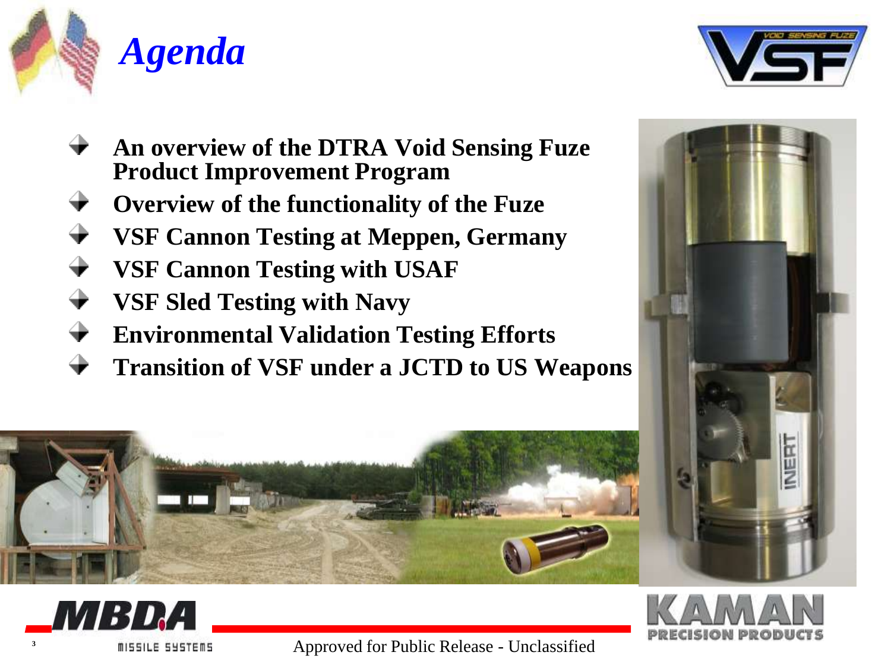# *Agenda*

- **An overview of the DTRA Void Sensing Fuze Product Improvement Program**
- **Overview of the functionality of the Fuze**
- **VSF Cannon Testing at Meppen, Germany**
- **VSF Cannon Testing with USAF**
- **VSF Sled Testing with Navy**
- **Environmental Validation Testing Efforts**
- **Transition of VSF under a JCTD to US Weapons**

Approved for Public Release - Unclassified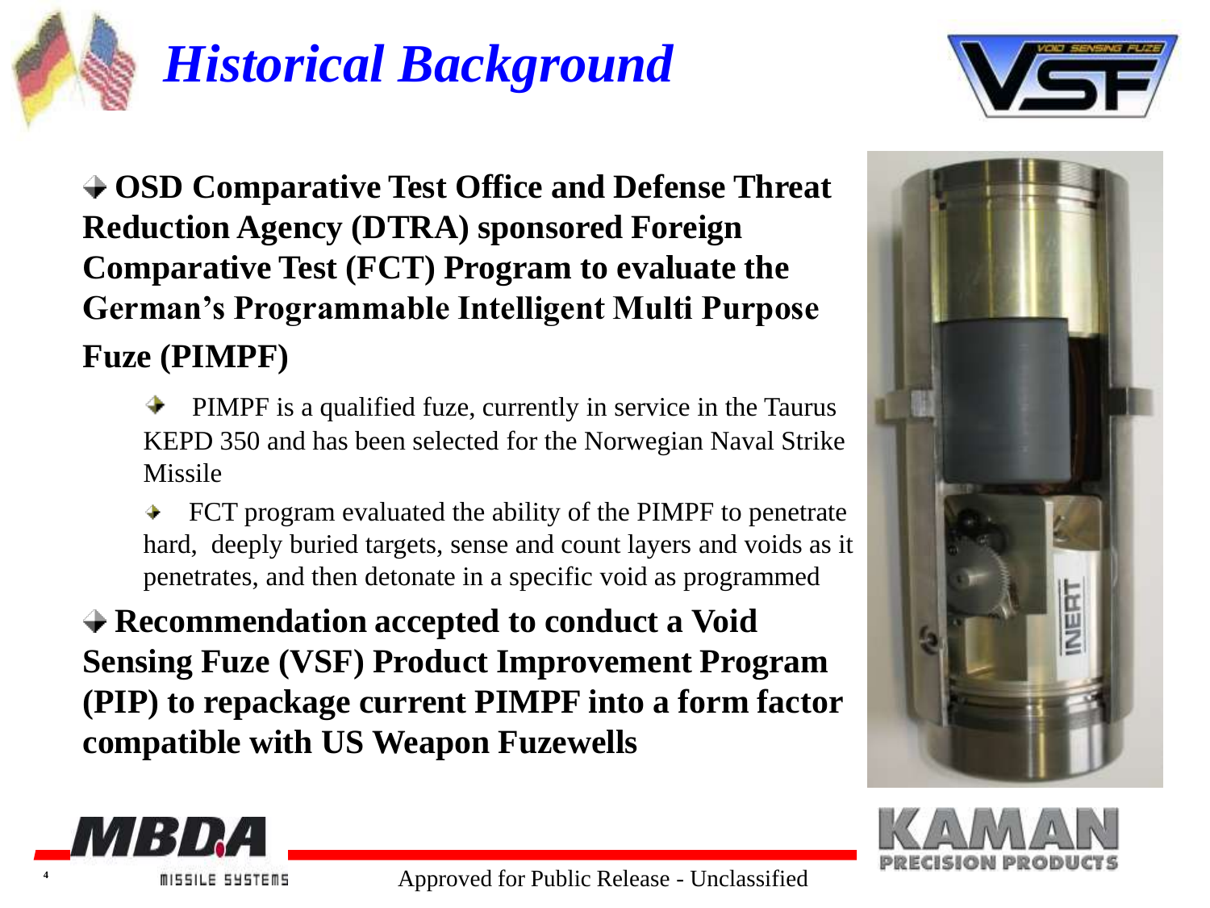# Historical Background

- **OSD Comparative Test Office and Defense Threat Reduction Agency (DTRA) sponsored Foreign Comparative Test (FCT) Program to evaluate the German's Programmable Intelligent Multi Purpose Fuze (PIMPF)**
  - PIMPF is a qualified fuze, currently in service in the Taurus KEPD 350 and has been selected for the Norwegian Naval Strike Missile
  - FCT program evaluated the ability of the PIMPF to penetrate hard, deeply buried targets, sense and count layers and voids as it penetrates, and then detonate in a specific void as programmed
- **Recommendation accepted to conduct a Void Sensing Fuze (VSF) Product Improvement Program (PIP) to repackage current PIMPF into a form factor compatible with US Weapon Fuzewells**

Approved for Public Release - Unclassified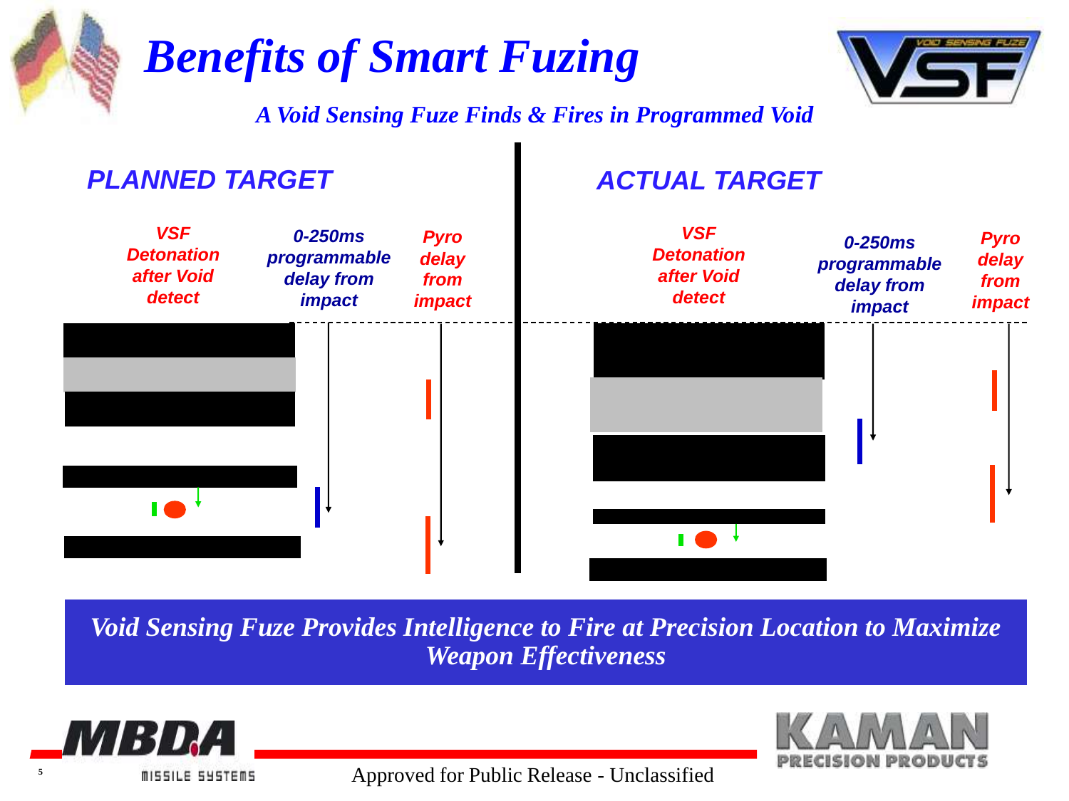# Benefits of Smart Fuzing

*A Void Sensing Fuze Finds & Fires in Programmed Void*

## PLANNED TARGET

*VSF Detonation after Void detect*

*0-250ms programmable delay from impact*

*Pyro delay from impact*

## ACTUAL TARGET

*VSF Detonation after Void detect*

*0-250ms programmable delay from impact*

*Pyro delay from impact*

**Void Sensing Fuze Provides Intelligence to Fire at Precision Location to Maximize Weapon Effectiveness**

MBDA MISSILE SYSTEMS

Approved for Public Release - Unclassified

KAMAN PRECISION PRODUCTS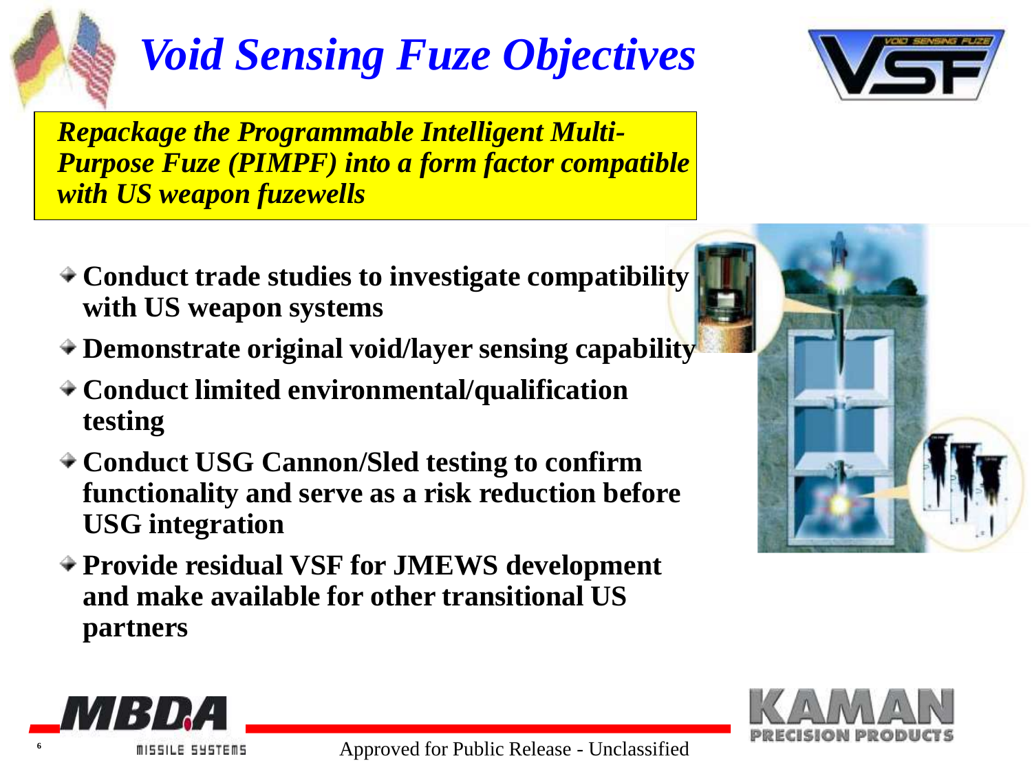# *Void Sensing Fuze Objectives*

***Repackage the Programmable Intelligent Multi-Purpose Fuze (PIMPF) into a form factor compatible with US weapon fuzewells***

- **Conduct trade studies to investigate compatibility with US weapon systems**
- **Demonstrate original void/layer sensing capability**
- **Conduct limited environmental/qualification testing**
- **Conduct USG Cannon/Sled testing to confirm functionality and serve as a risk reduction before USG integration**
- **Provide residual VSF for JMEWS development and make available for other transitional US partners**

Approved for Public Release - Unclassified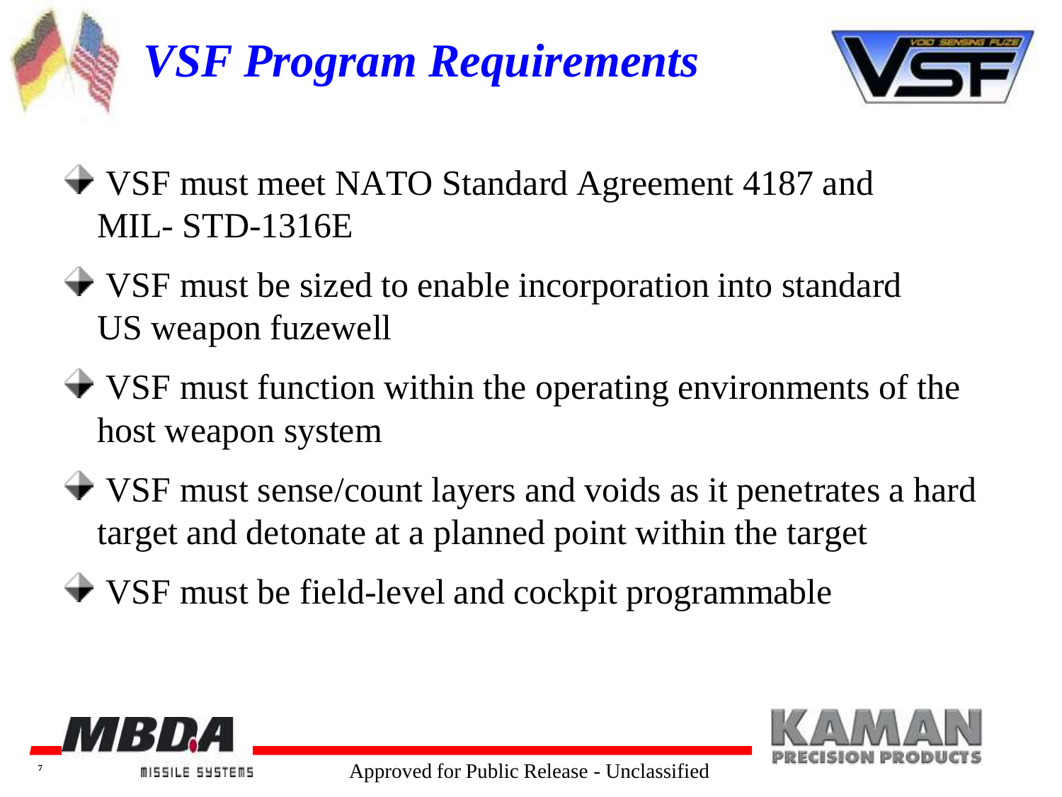# *VSF Program Requirements*

- VSF must meet NATO Standard Agreement 4187 and MIL- STD-1316E
- VSF must be sized to enable incorporation into standard US weapon fuzewell
- VSF must function within the operating environments of the host weapon system
- VSF must sense/count layers and voids as it penetrates a hard target and detonate at a planned point within the target
- VSF must be field-level and cockpit programmable

Approved for Public Release - Unclassified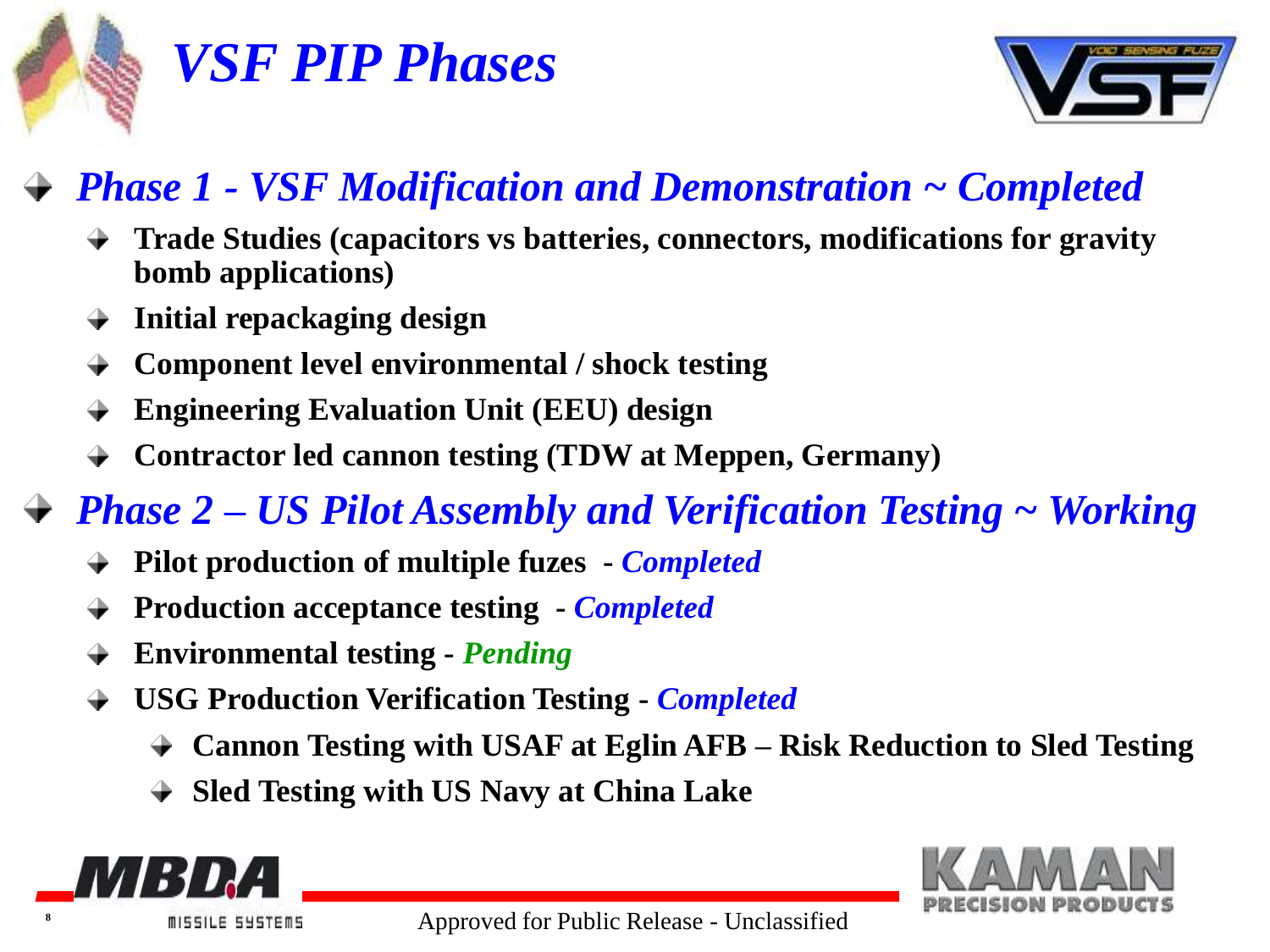# VSF PIP Phases

- ***Phase 1 - VSF Modification and Demonstration ~ Completed***
  - **Trade Studies (capacitors vs batteries, connectors, modifications for gravity bomb applications)**
  - **Initial repackaging design**
  - **Component level environmental / shock testing**
  - **Engineering Evaluation Unit (EEU) design**
  - **Contractor led cannon testing (TDW at Meppen, Germany)**
- ***Phase 2 – US Pilot Assembly and Verification Testing ~ Working***
  - **Pilot production of multiple fuzes - *Completed***
  - **Production acceptance testing - *Completed***
  - **Environmental testing - *Pending***
  - **USG Production Verification Testing - *Completed***
    - **Cannon Testing with USAF at Eglin AFB – Risk Reduction to Sled Testing**
    - **Sled Testing with US Navy at China Lake**

Approved for Public Release - Unclassified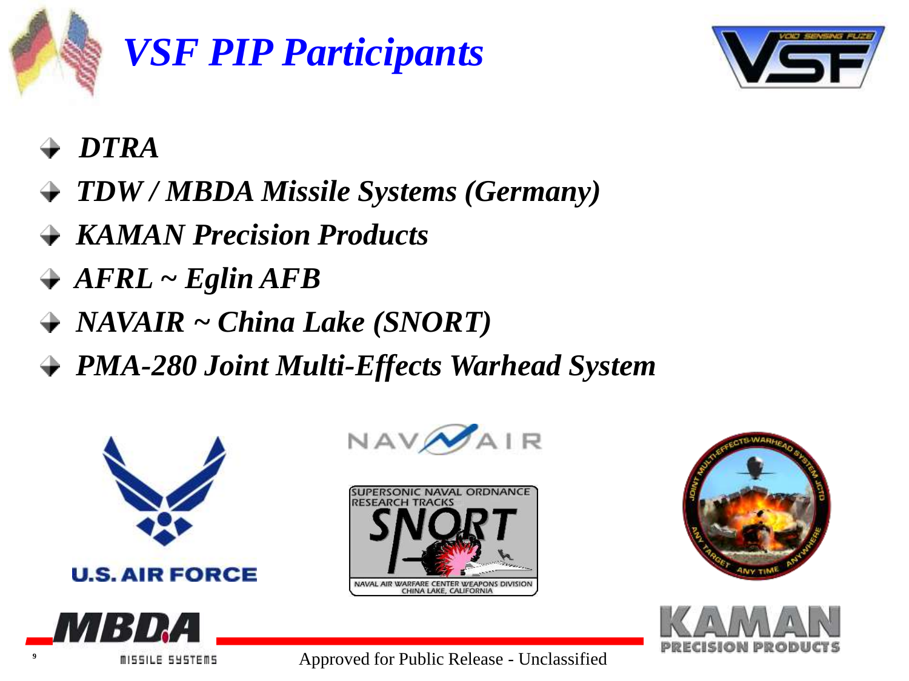# *VSF PIP Participants*

- ***DTRA***
- ***TDW / MBDA Missile Systems (Germany)***
- ***KAMAN Precision Products***
- ***AFRL ~ Eglin AFB***
- ***NAVAIR ~ China Lake (SNORT)***
- ***PMA-280 Joint Multi-Effects Warhead System***

Approved for Public Release - Unclassified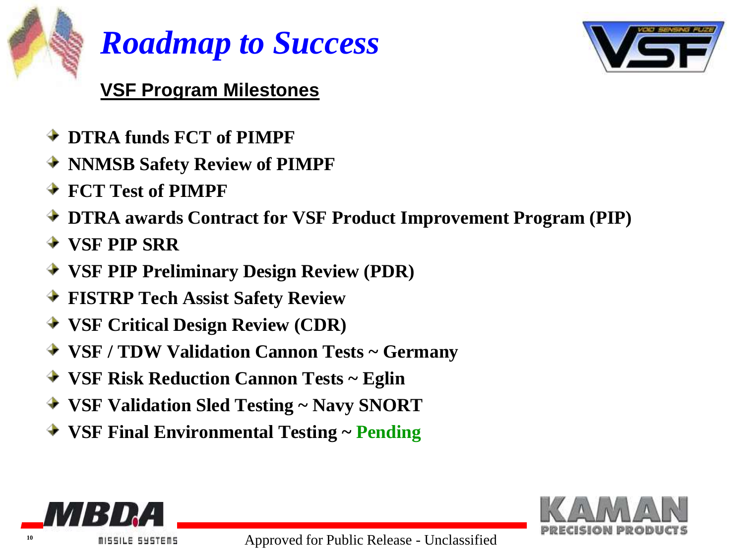# *Roadmap to Success*

## VSF Program Milestones

- **DTRA funds FCT of PIMPF**
- **NNMSB Safety Review of PIMPF**
- **FCT Test of PIMPF**
- **DTRA awards Contract for VSF Product Improvement Program (PIP)**
- **VSF PIP SRR**
- **VSF PIP Preliminary Design Review (PDR)**
- **FISTRP Tech Assist Safety Review**
- **VSF Critical Design Review (CDR)**
- **VSF / TDW Validation Cannon Tests ~ Germany**
- **VSF Risk Reduction Cannon Tests ~ Eglin**
- **VSF Validation Sled Testing ~ Navy SNORT**
- **VSF Final Environmental Testing ~ Pending**

Approved for Public Release - Unclassified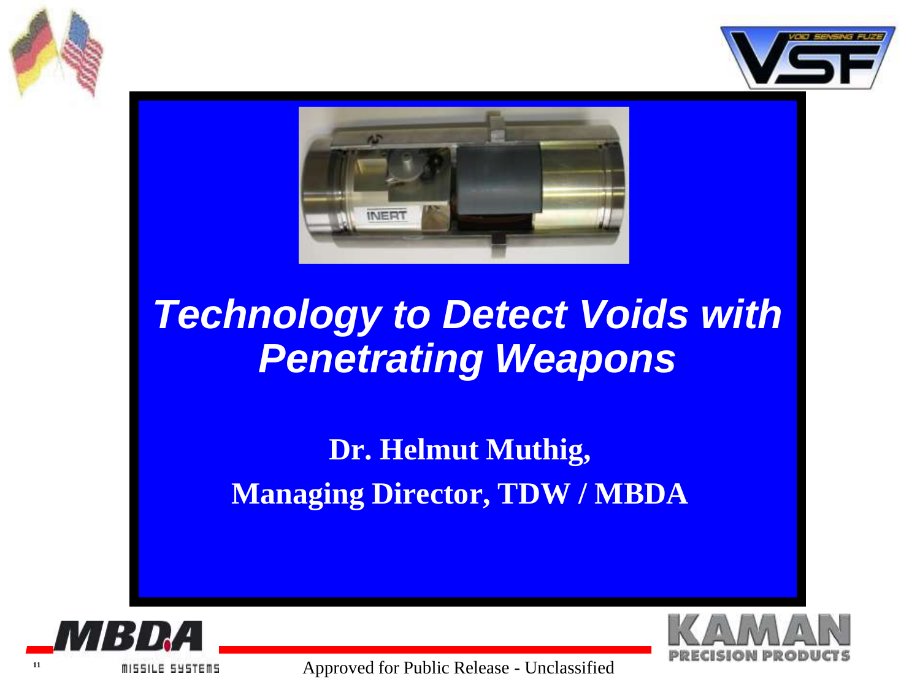# *Technology to Detect Voids with Penetrating Weapons*

**Dr. Helmut Muthig,**

**Managing Director, TDW / MBDA**

Approved for Public Release - Unclassified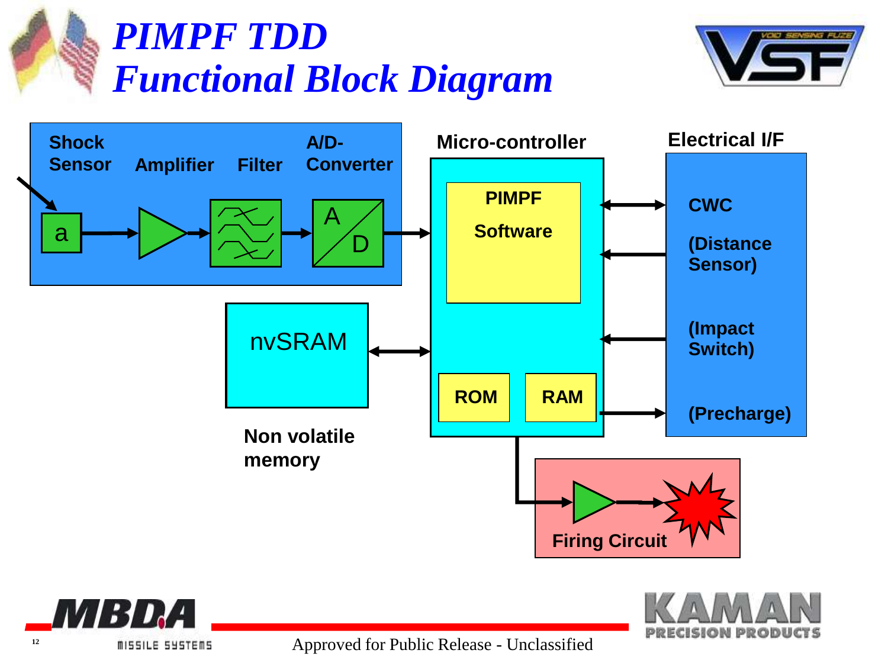# *PIMPF TDD*
# *Functional Block Diagram*

**Shock Sensor** | **Amplifier** | **Filter** | **A/D-Converter**

a → Amplifier → Filter → A/D → **Micro-controller**

**Micro-controller**
- **PIMPF Software**
- **ROM**
- **RAM**

**nvSRAM** ↔ Micro-controller

**Non volatile memory**

**Electrical I/F**
- **CWC**
- **(Distance Sensor)**
- **(Impact Switch)**
- **(Precharge)**

**Firing Circuit**

Approved for Public Release - Unclassified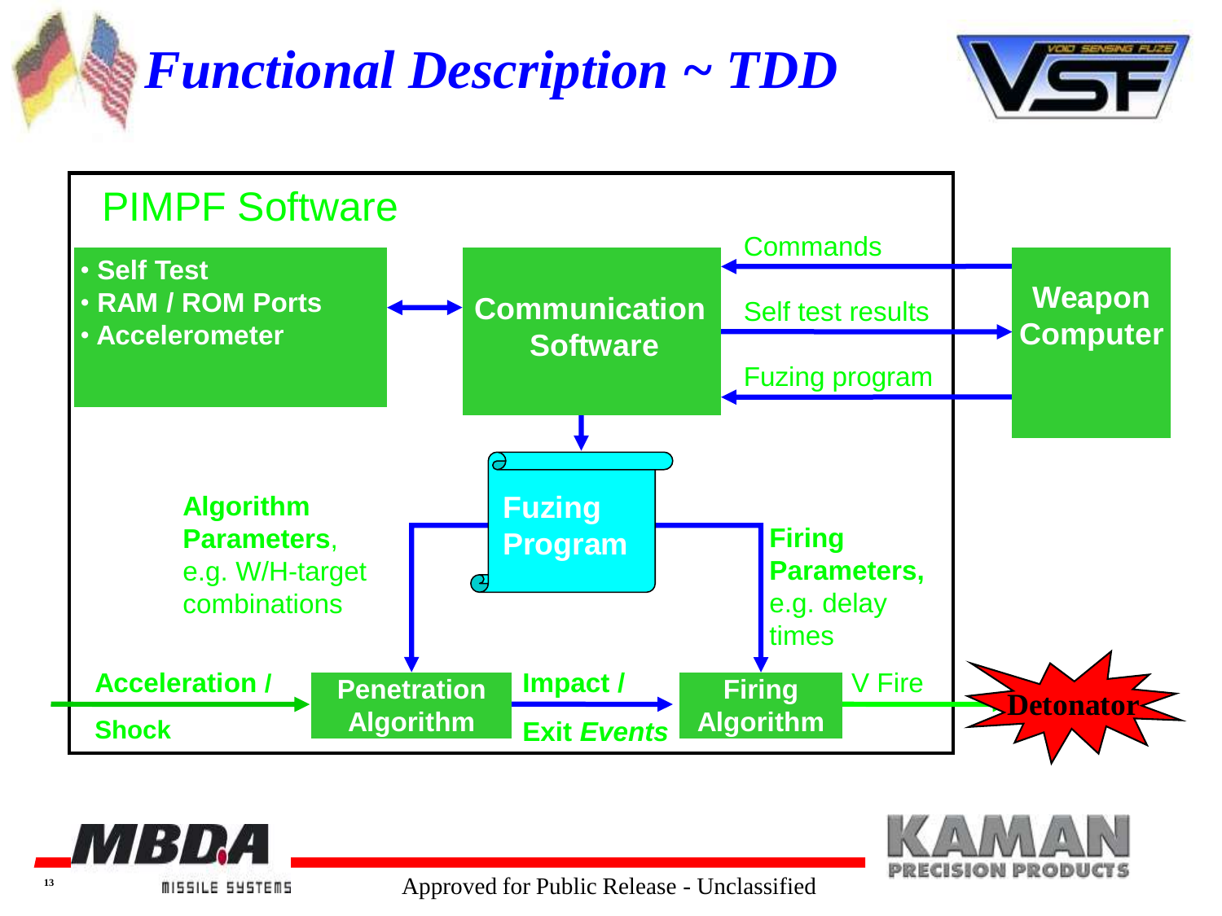# Functional Description ~ TDD

## PIMPF Software

- **Self Test**
- **RAM / ROM Ports**
- **Accelerometer**

**Communication Software**

Commands

Self test results

Fuzing program

**Weapon Computer**

**Fuzing Program**

**Algorithm Parameters**, e.g. W/H-target combinations

**Firing Parameters,** e.g. delay times

**Acceleration / Shock**

**Penetration Algorithm**

**Impact / Exit *Events***

**Firing Algorithm**

V Fire

**Detonator**

Approved for Public Release - Unclassified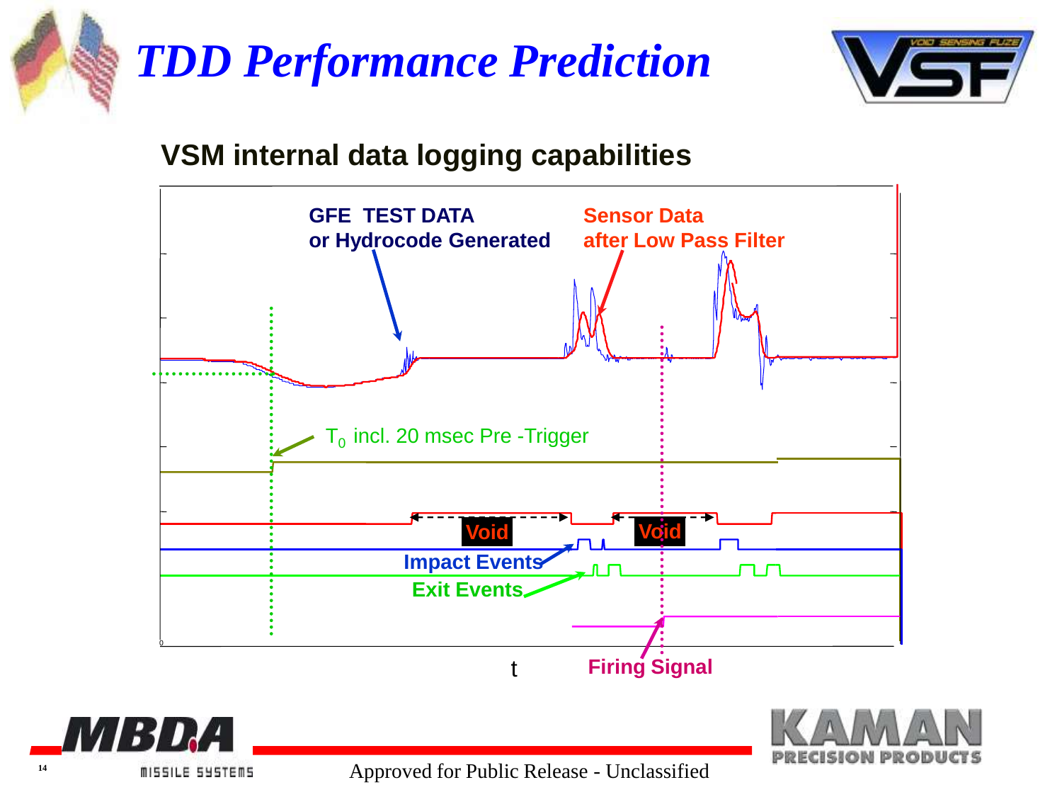# TDD Performance Prediction

## VSM internal data logging capabilities

GFE TEST DATA
or Hydrocode Generated

Sensor Data
after Low Pass Filter

$T_0$ incl. 20 msec Pre -Trigger

Void

Void

Impact Events

Exit Events

Firing Signal

t

Approved for Public Release - Unclassified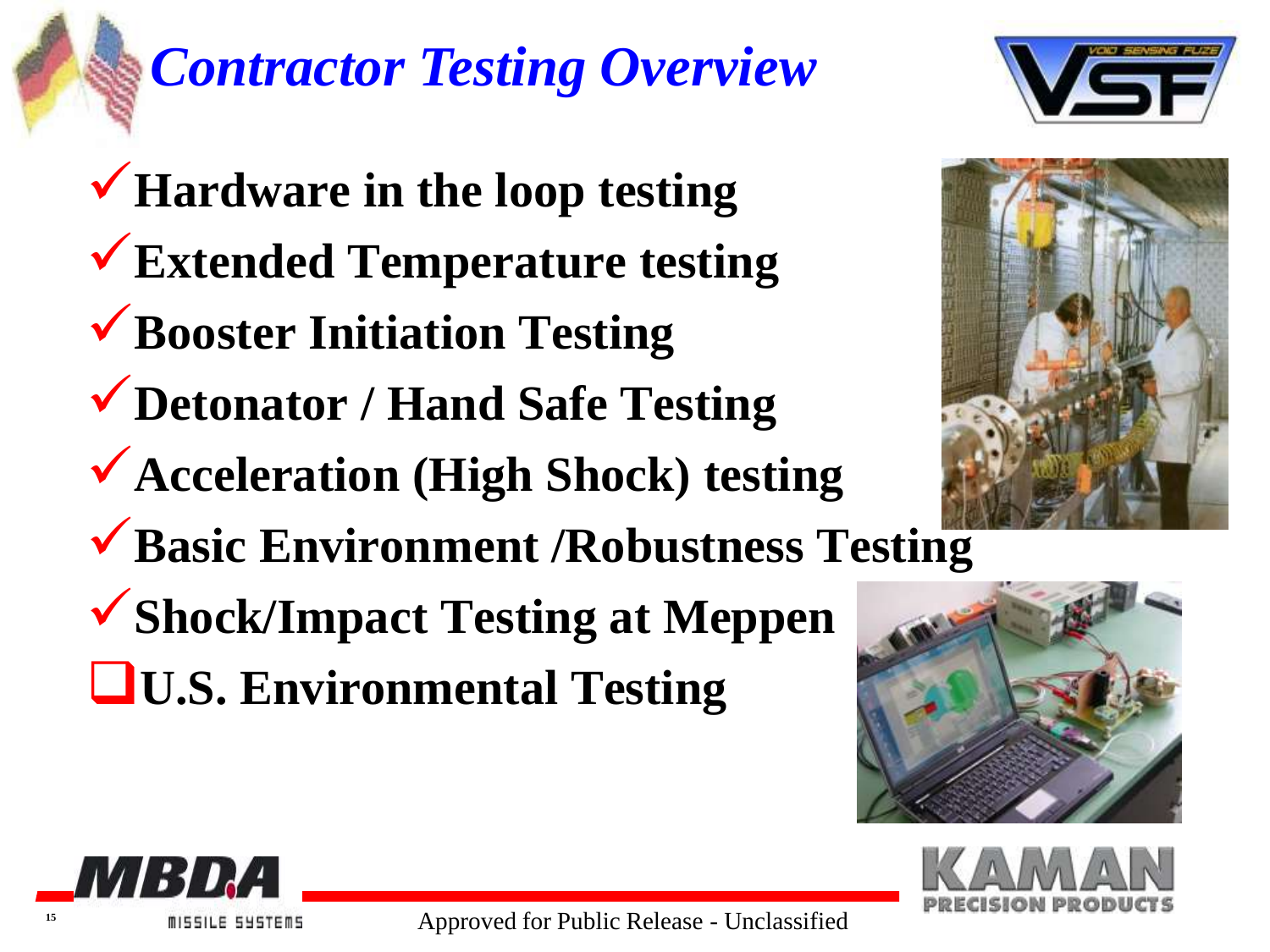# *Contractor Testing Overview*

- ✓ **Hardware in the loop testing**
- ✓ **Extended Temperature testing**
- ✓ **Booster Initiation Testing**
- ✓ **Detonator / Hand Safe Testing**
- ✓ **Acceleration (High Shock) testing**
- ✓ **Basic Environment /Robustness Testing**
- ✓ **Shock/Impact Testing at Meppen**
- ❑ **U.S. Environmental Testing**

Approved for Public Release - Unclassified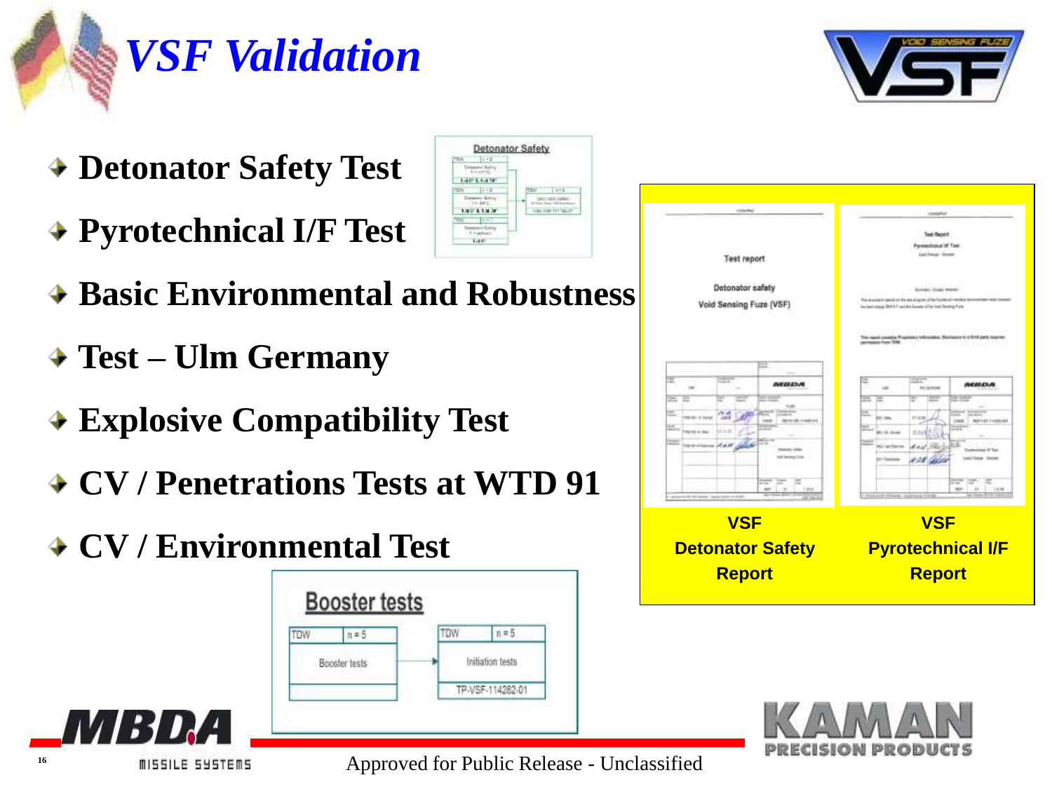# VSF Validation

- **Detonator Safety Test**
- **Pyrotechnical I/F Test**
- **Basic Environmental and Robustness**
- **Test – Ulm Germany**
- **Explosive Compatibility Test**
- **CV / Penetrations Tests at WTD 91**
- **CV / Environmental Test**

**VSF Detonator Safety Report**

**VSF Pyrotechnical I/F Report**

Approved for Public Release - Unclassified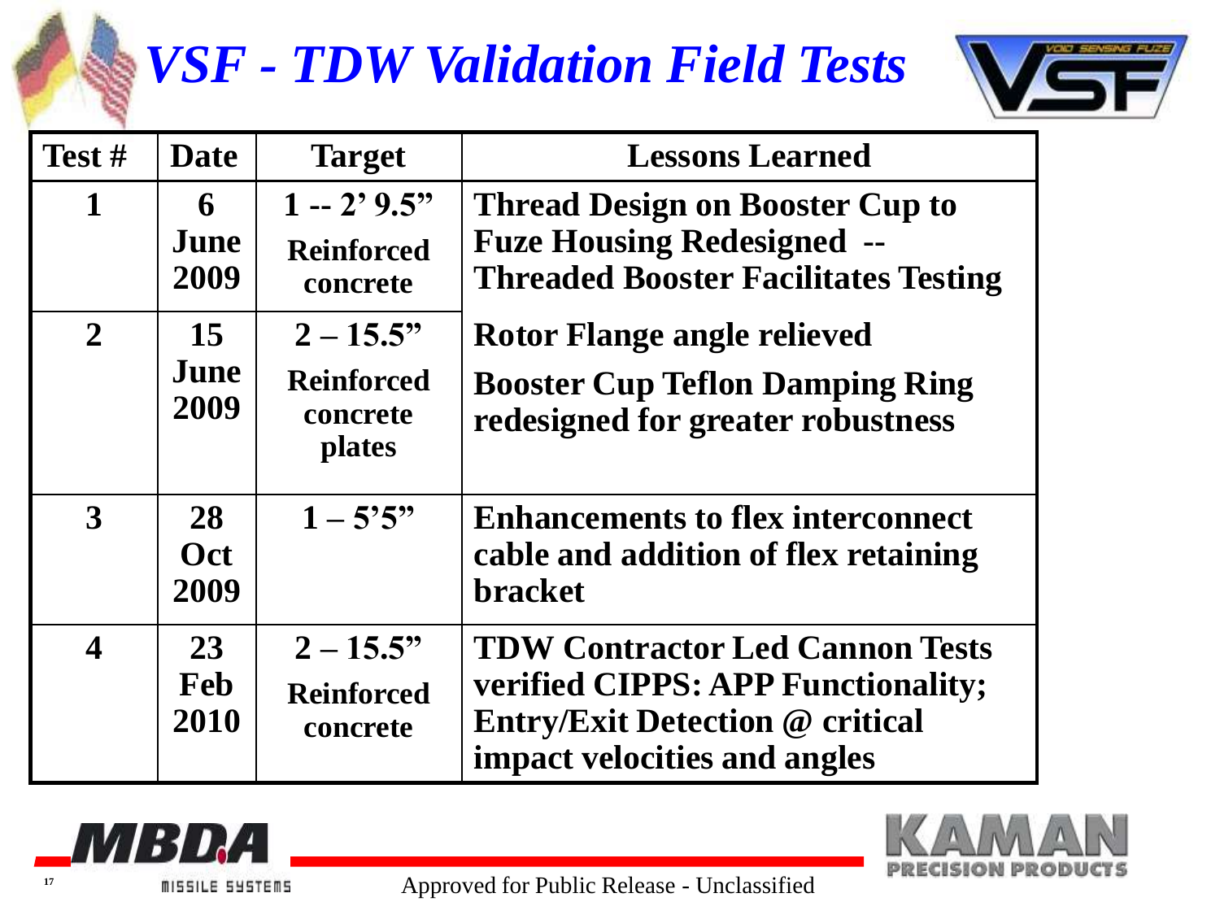# VSF - TDW Validation Field Tests

| Test # | Date | Target | Lessons Learned |
|---|---|---|---|
| 1 | 6 June 2009 | 1 -- 2' 9.5" Reinforced concrete | Thread Design on Booster Cup to Fuze Housing Redesigned -- Threaded Booster Facilitates Testing |
| 2 | 15 June 2009 | 2 – 15.5" Reinforced concrete plates | Rotor Flange angle relieved<br>Booster Cup Teflon Damping Ring redesigned for greater robustness |
| 3 | 28 Oct 2009 | 1 – 5'5" | Enhancements to flex interconnect cable and addition of flex retaining bracket |
| 4 | 23 Feb 2010 | 2 – 15.5" Reinforced concrete | TDW Contractor Led Cannon Tests verified CIPPS: APP Functionality; Entry/Exit Detection @ critical impact velocities and angles |

Approved for Public Release - Unclassified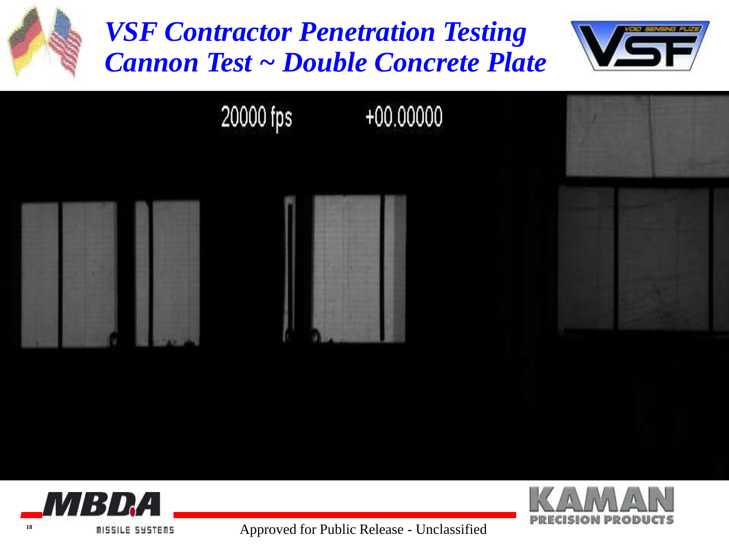# VSF Contractor Penetration Testing
# Cannon Test ~ Double Concrete Plate

20000 fps +00.00000

Approved for Public Release - Unclassified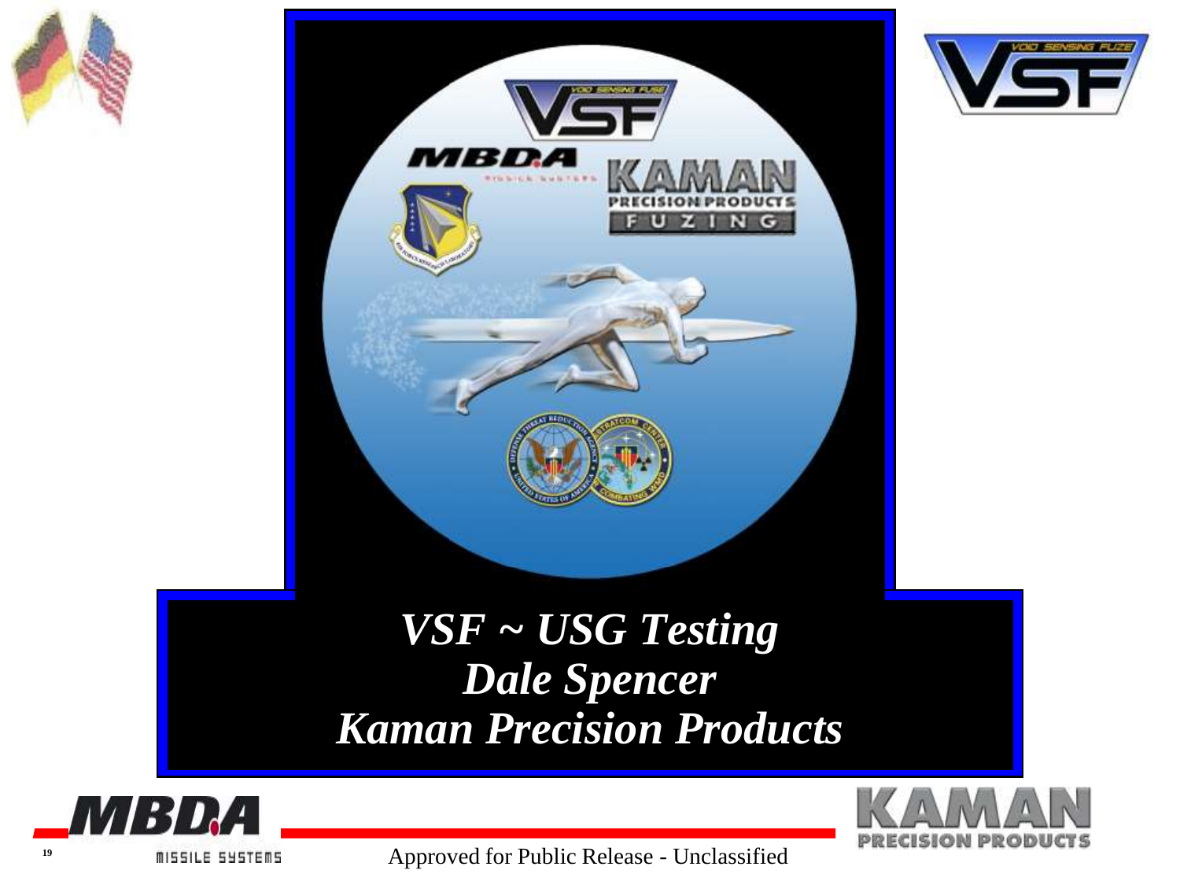# *VSF ~ USG Testing*

***Dale Spencer***

***Kaman Precision Products***

Approved for Public Release - Unclassified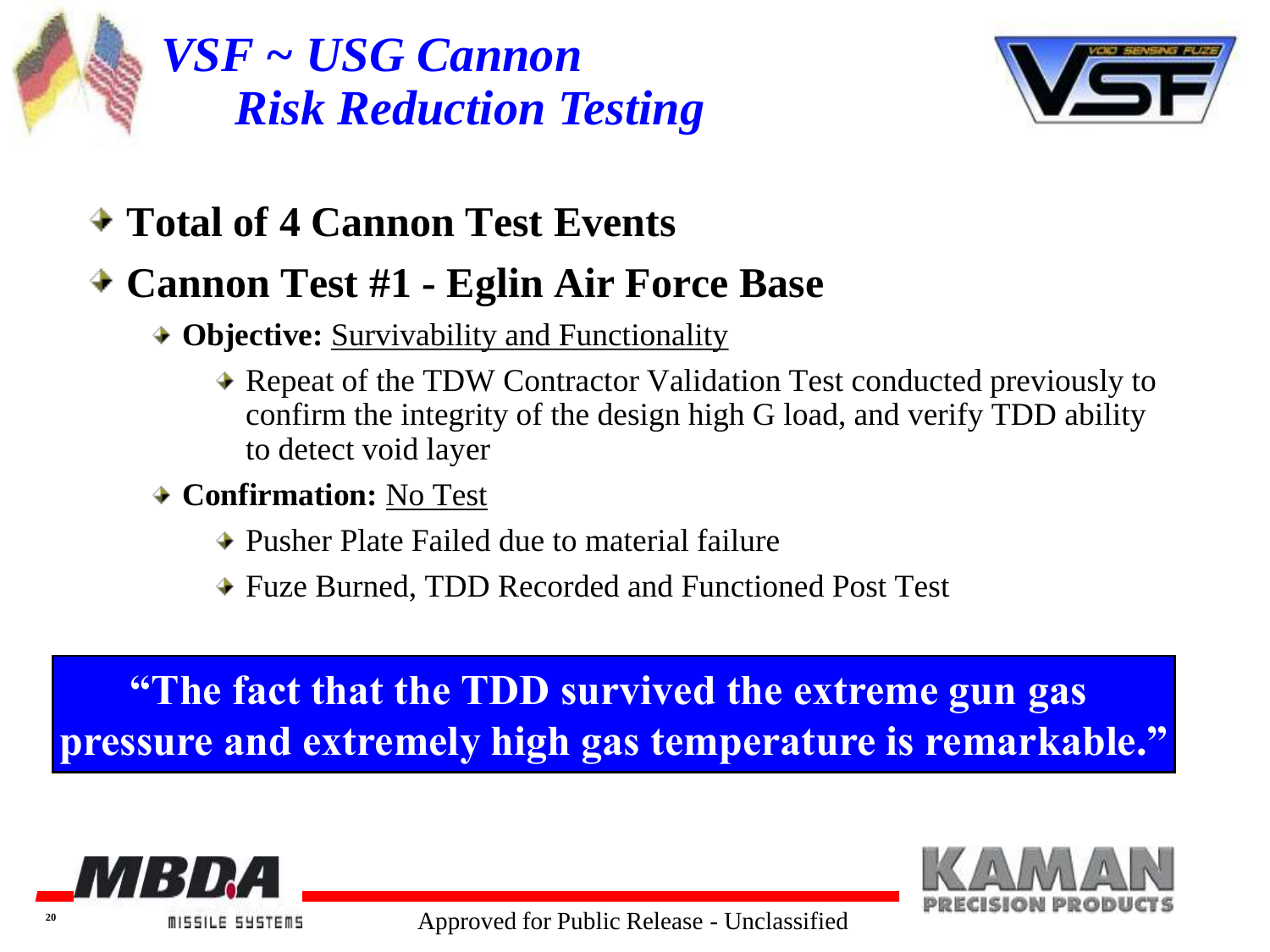# VSF ~ USG Cannon Risk Reduction Testing

- **Total of 4 Cannon Test Events**
- **Cannon Test #1 - Eglin Air Force Base**
  - **Objective:** Survivability and Functionality
    - Repeat of the TDW Contractor Validation Test conducted previously to confirm the integrity of the design high G load, and verify TDD ability to detect void layer
  - **Confirmation:** No Test
    - Pusher Plate Failed due to material failure
    - Fuze Burned, TDD Recorded and Functioned Post Test

**"The fact that the TDD survived the extreme gun gas pressure and extremely high gas temperature is remarkable."**

Approved for Public Release - Unclassified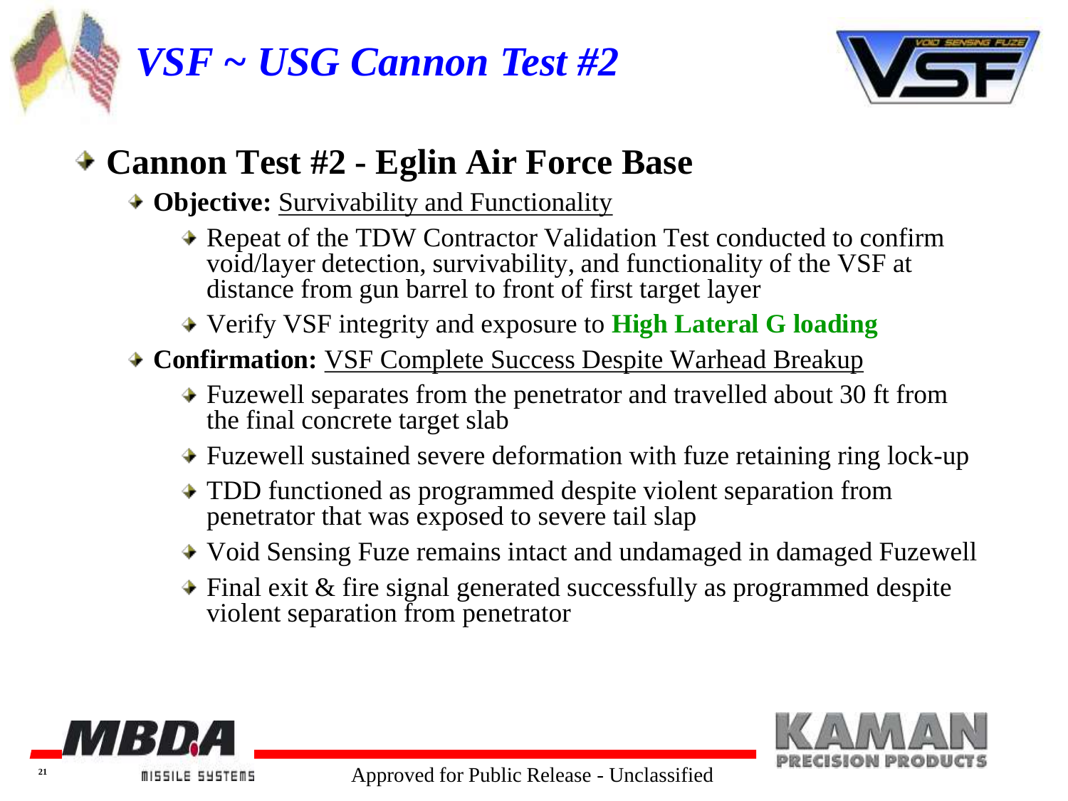# *VSF ~ USG Cannon Test #2*

- **Cannon Test #2 - Eglin Air Force Base**
  - **Objective:** Survivability and Functionality
    - Repeat of the TDW Contractor Validation Test conducted to confirm void/layer detection, survivability, and functionality of the VSF at distance from gun barrel to front of first target layer
    - Verify VSF integrity and exposure to **High Lateral G loading**
  - **Confirmation:** VSF Complete Success Despite Warhead Breakup
    - Fuzewell separates from the penetrator and travelled about 30 ft from the final concrete target slab
    - Fuzewell sustained severe deformation with fuze retaining ring lock-up
    - TDD functioned as programmed despite violent separation from penetrator that was exposed to severe tail slap
    - Void Sensing Fuze remains intact and undamaged in damaged Fuzewell
    - Final exit & fire signal generated successfully as programmed despite violent separation from penetrator

Approved for Public Release - Unclassified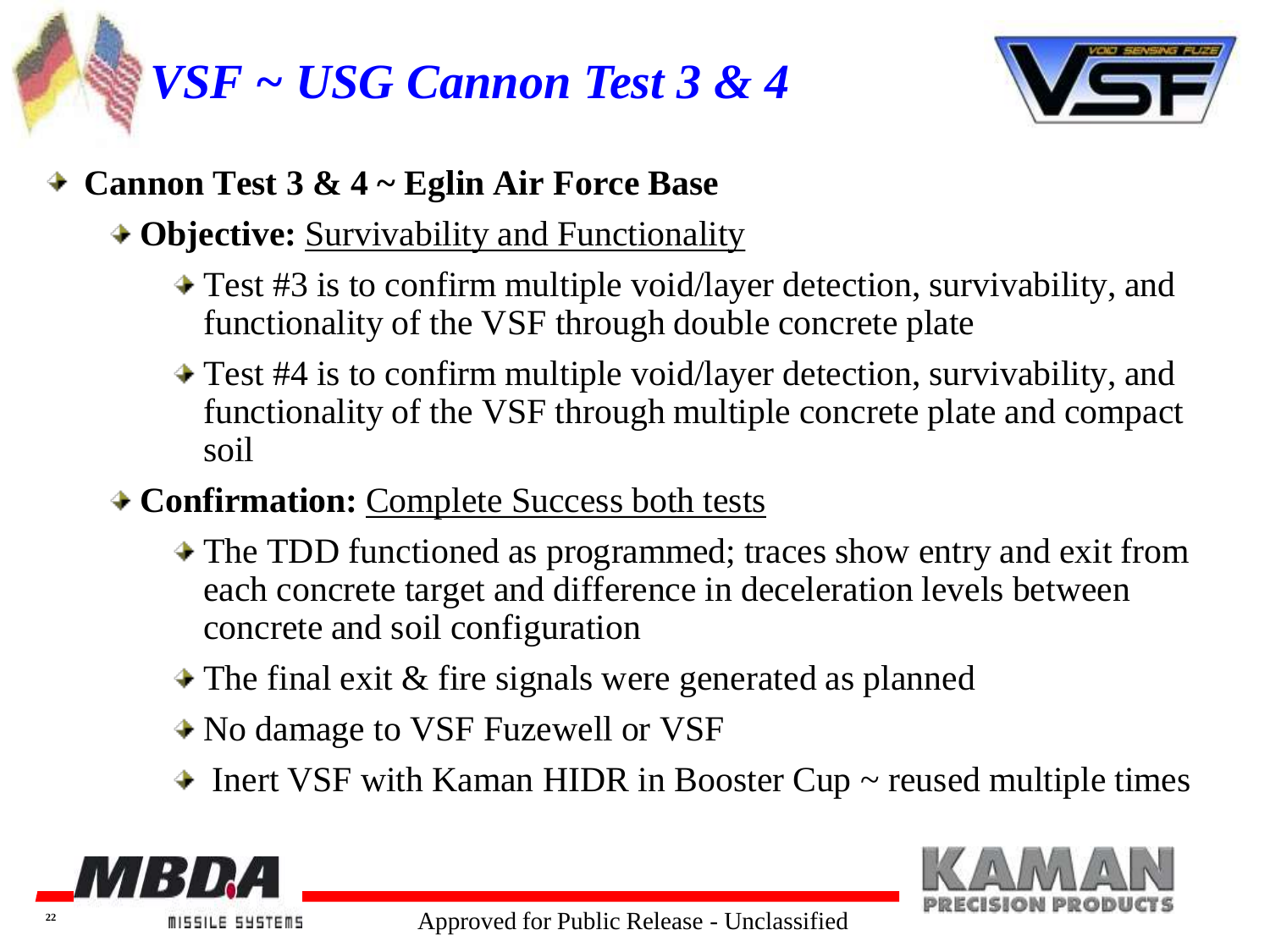# *VSF ~ USG Cannon Test 3 & 4*

- **Cannon Test 3 & 4 ~ Eglin Air Force Base**
  - **Objective:** Survivability and Functionality
    - Test #3 is to confirm multiple void/layer detection, survivability, and functionality of the VSF through double concrete plate
    - Test #4 is to confirm multiple void/layer detection, survivability, and functionality of the VSF through multiple concrete plate and compact soil
  - **Confirmation:** Complete Success both tests
    - The TDD functioned as programmed; traces show entry and exit from each concrete target and difference in deceleration levels between concrete and soil configuration
    - The final exit & fire signals were generated as planned
    - No damage to VSF Fuzewell or VSF
    - Inert VSF with Kaman HIDR in Booster Cup ~ reused multiple times

Approved for Public Release - Unclassified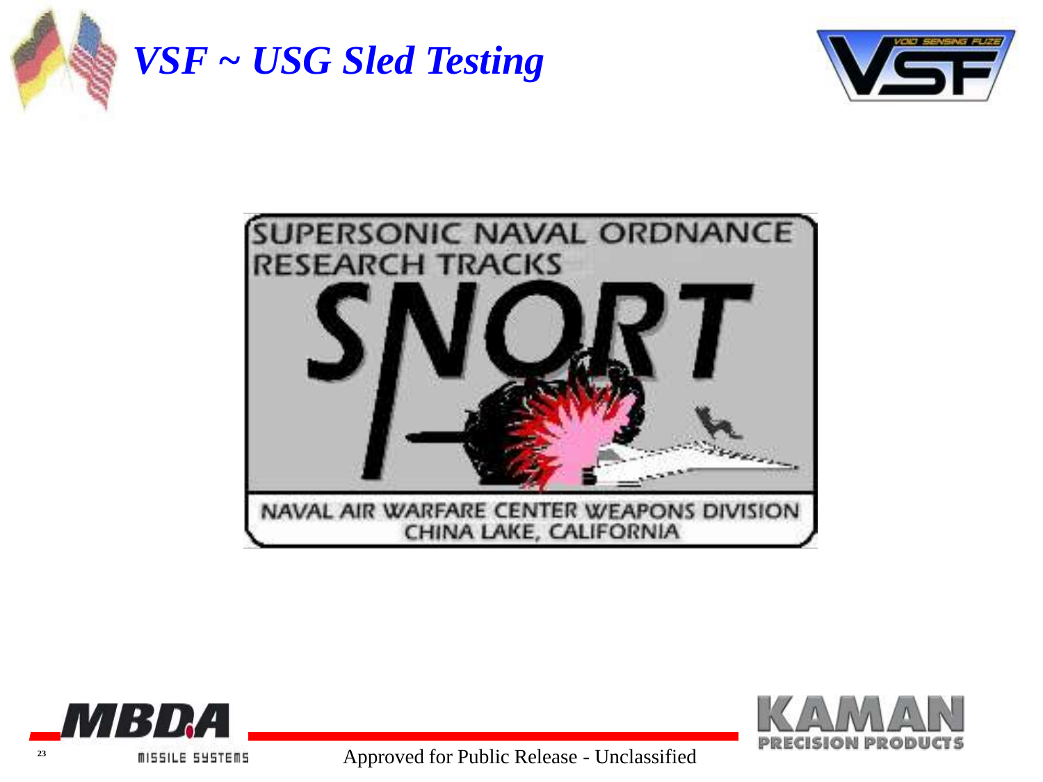# *VSF ~ USG Sled Testing*

SUPERSONIC NAVAL ORDNANCE RESEARCH TRACKS

SNORT

NAVAL AIR WARFARE CENTER WEAPONS DIVISION
CHINA LAKE, CALIFORNIA

Approved for Public Release - Unclassified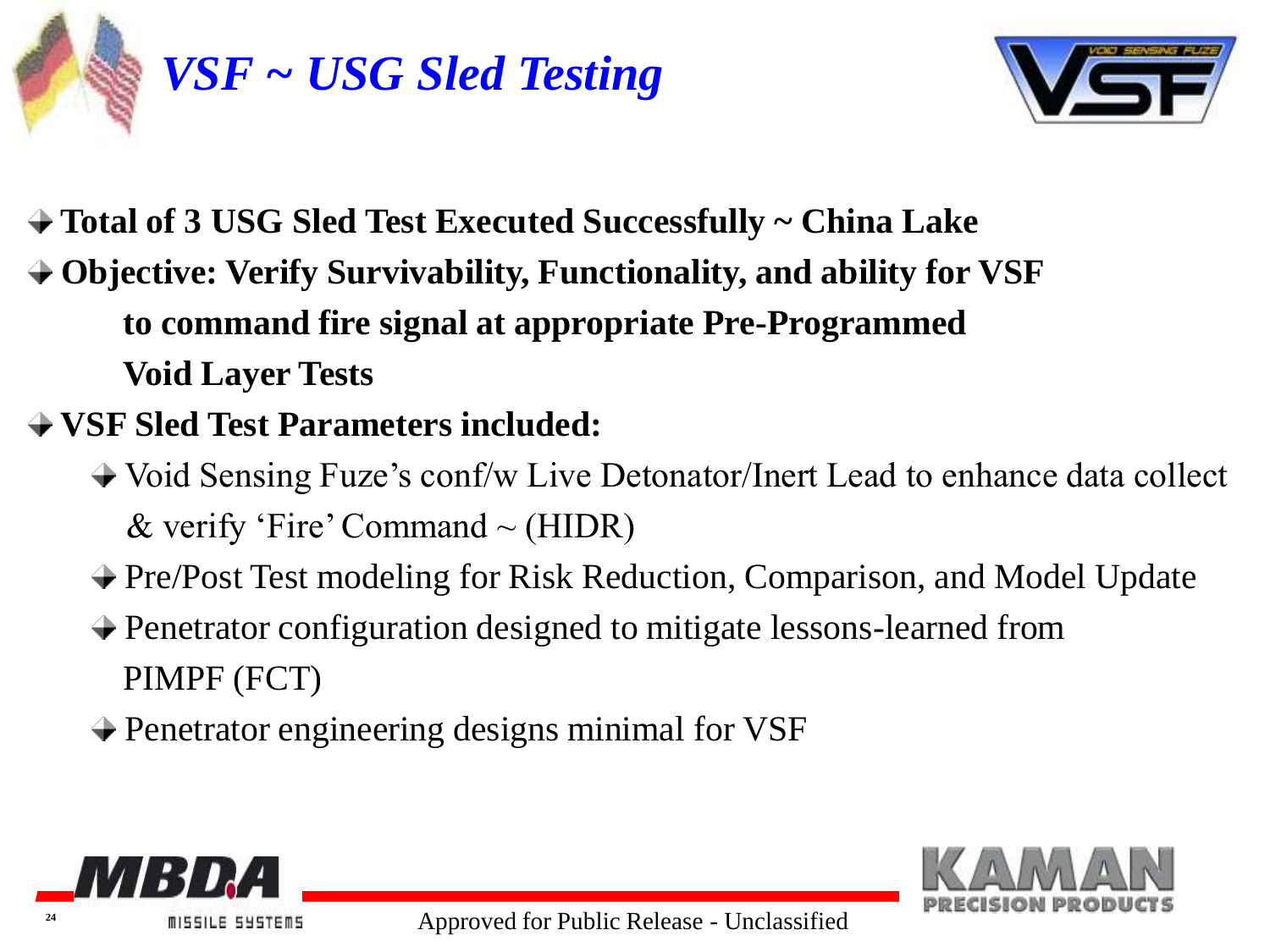# *VSF ~ USG Sled Testing*

- **Total of 3 USG Sled Test Executed Successfully ~ China Lake**
- **Objective: Verify Survivability, Functionality, and ability for VSF to command fire signal at appropriate Pre-Programmed Void Layer Tests**
- **VSF Sled Test Parameters included:**
  - Void Sensing Fuze's conf/w Live Detonator/Inert Lead to enhance data collect & verify 'Fire' Command ~ (HIDR)
  - Pre/Post Test modeling for Risk Reduction, Comparison, and Model Update
  - Penetrator configuration designed to mitigate lessons-learned from PIMPF (FCT)
  - Penetrator engineering designs minimal for VSF

Approved for Public Release - Unclassified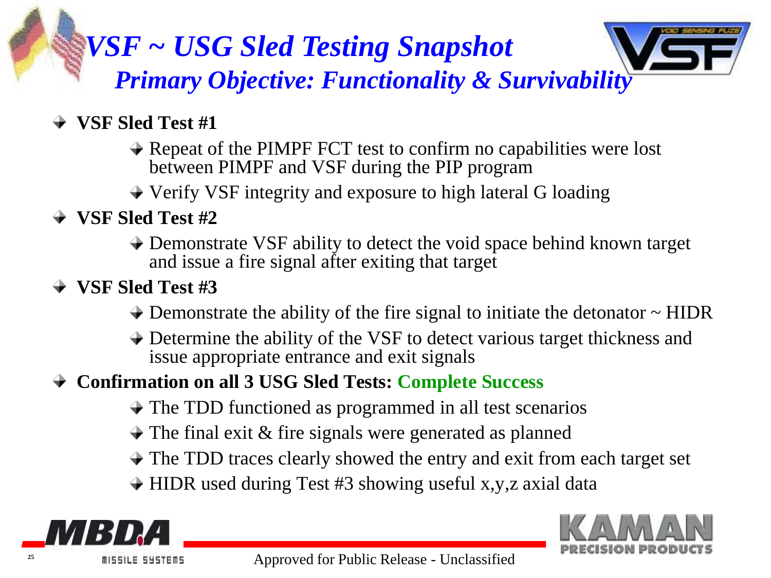# *VSF ~ USG Sled Testing Snapshot*

## *Primary Objective: Functionality & Survivability*

- **VSF Sled Test #1**
  - Repeat of the PIMPF FCT test to confirm no capabilities were lost between PIMPF and VSF during the PIP program
  - Verify VSF integrity and exposure to high lateral G loading
- **VSF Sled Test #2**
  - Demonstrate VSF ability to detect the void space behind known target and issue a fire signal after exiting that target
- **VSF Sled Test #3**
  - Demonstrate the ability of the fire signal to initiate the detonator ~ HIDR
  - Determine the ability of the VSF to detect various target thickness and issue appropriate entrance and exit signals
- **Confirmation on all 3 USG Sled Tests: Complete Success**
  - The TDD functioned as programmed in all test scenarios
  - The final exit & fire signals were generated as planned
  - The TDD traces clearly showed the entry and exit from each target set
  - HIDR used during Test #3 showing useful x,y,z axial data

Approved for Public Release - Unclassified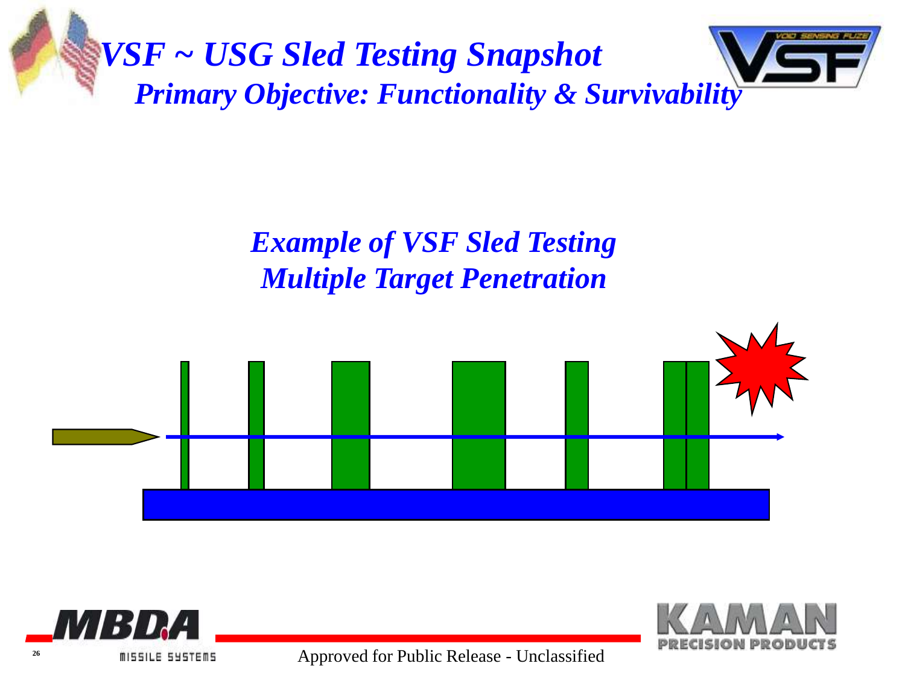# VSF ~ USG Sled Testing Snapshot

## Primary Objective: Functionality & Survivability

### Example of VSF Sled Testing
### Multiple Target Penetration

Approved for Public Release - Unclassified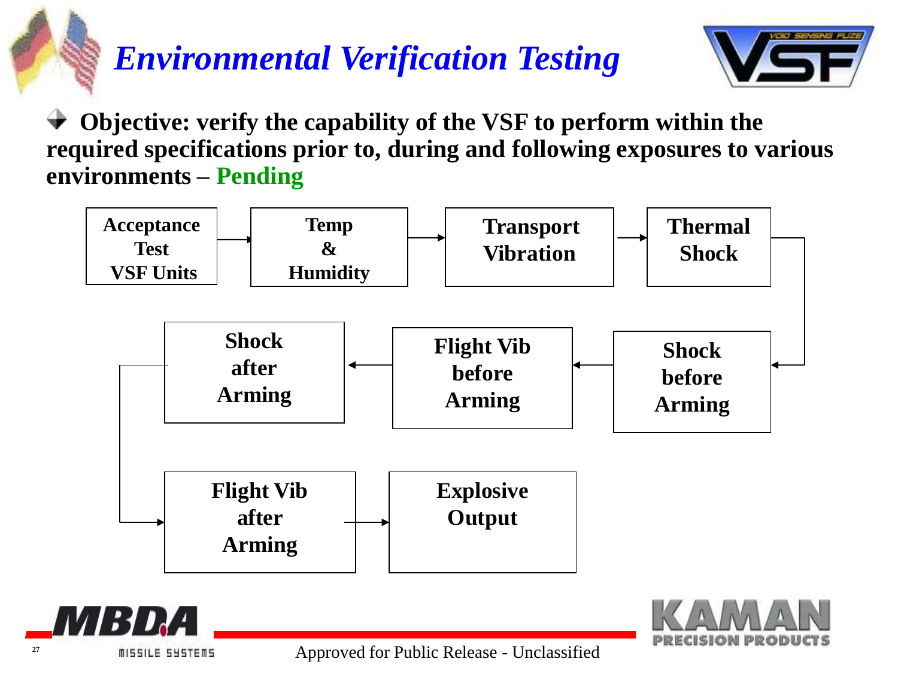# *Environmental Verification Testing*

- **Objective: verify the capability of the VSF to perform within the required specifications prior to, during and following exposures to various environments – Pending**

Acceptance Test VSF Units → Temp & Humidity → Transport Vibration → Thermal Shock → Shock before Arming → Flight Vib before Arming → Shock after Arming → Flight Vib after Arming → Explosive Output

Approved for Public Release - Unclassified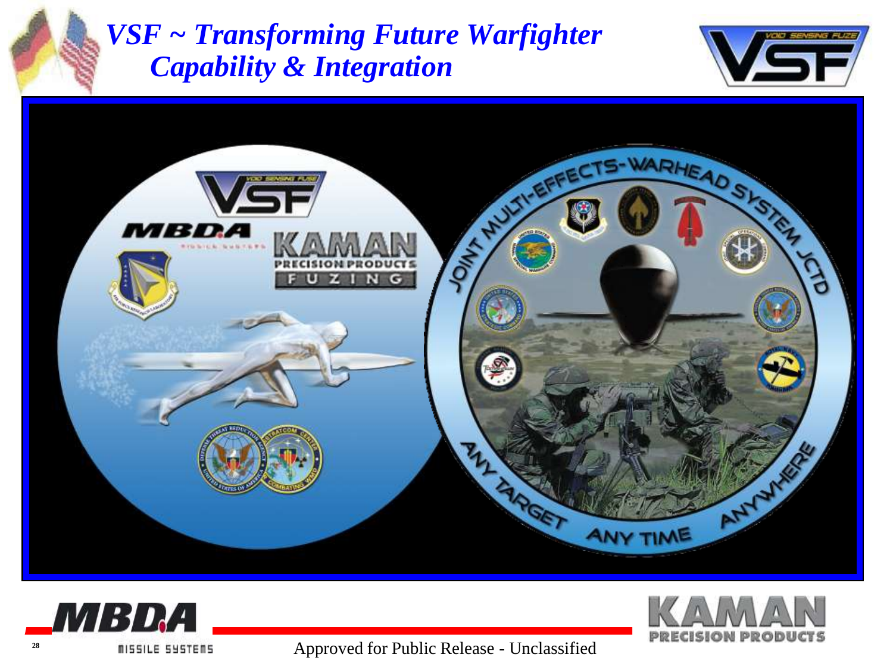# VSF ~ Transforming Future Warfighter Capability & Integration

Approved for Public Release - Unclassified